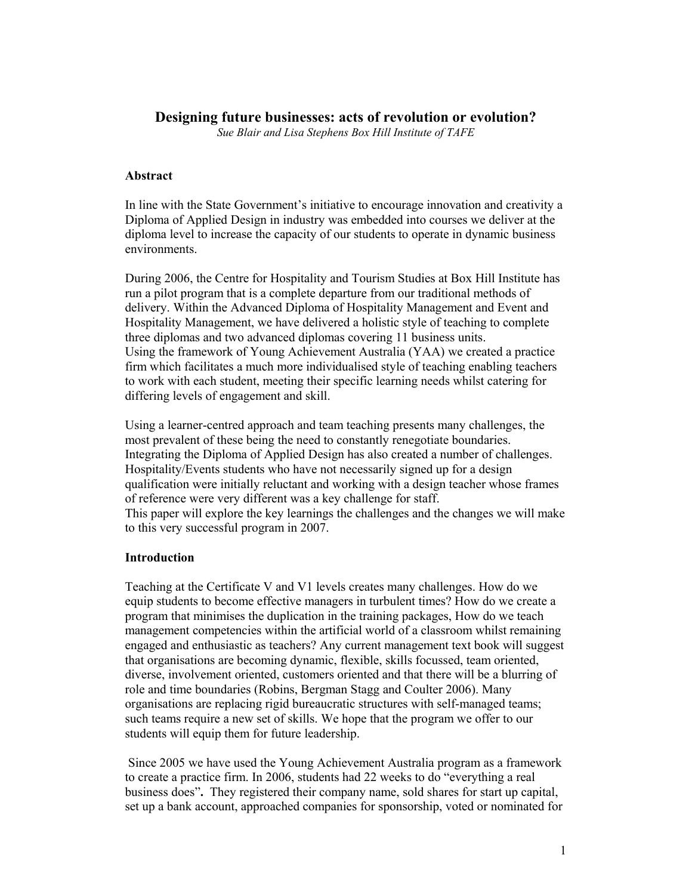# Designing future businesses: acts of revolution or evolution?

*Sue Blair and Lisa Stephens Box Hill Institute of TAFE*

## Abstract

In line with the State Government's initiative to encourage innovation and creativity a Diploma of Applied Design in industry was embedded into courses we deliver at the diploma level to increase the capacity of our students to operate in dynamic business environments.

During 2006, the Centre for Hospitality and Tourism Studies at Box Hill Institute has run a pilot program that is a complete departure from our traditional methods of delivery. Within the Advanced Diploma of Hospitality Management and Event and Hospitality Management, we have delivered a holistic style of teaching to complete three diplomas and two advanced diplomas covering 11 business units.
Using the framework of Young Achievement Australia (YAA) we created a practice firm which facilitates a much more individualised style of teaching enabling teachers to work with each student, meeting their specific learning needs whilst catering for differing levels of engagement and skill.

Using a learner-centred approach and team teaching presents many challenges, the most prevalent of these being the need to constantly renegotiate boundaries. Integrating the Diploma of Applied Design has also created a number of challenges. Hospitality/Events students who have not necessarily signed up for a design qualification were initially reluctant and working with a design teacher whose frames of reference were very different was a key challenge for staff.
This paper will explore the key learnings the challenges and the changes we will make to this very successful program in 2007.

## Introduction

Teaching at the Certificate V and V1 levels creates many challenges. How do we equip students to become effective managers in turbulent times? How do we create a program that minimises the duplication in the training packages, How do we teach management competencies within the artificial world of a classroom whilst remaining engaged and enthusiastic as teachers? Any current management text book will suggest that organisations are becoming dynamic, flexible, skills focussed, team oriented, diverse, involvement oriented, customers oriented and that there will be a blurring of role and time boundaries (Robins, Bergman Stagg and Coulter 2006). Many organisations are replacing rigid bureaucratic structures with self-managed teams; such teams require a new set of skills. We hope that the program we offer to our students will equip them for future leadership.

Since 2005 we have used the Young Achievement Australia program as a framework to create a practice firm. In 2006, students had 22 weeks to do "everything a real business does"**.** They registered their company name, sold shares for start up capital, set up a bank account, approached companies for sponsorship, voted or nominated for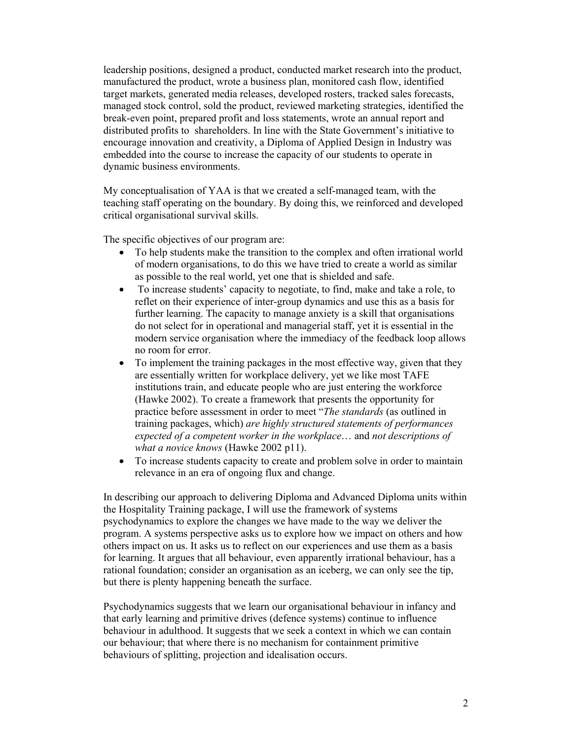leadership positions, designed a product, conducted market research into the product, manufactured the product, wrote a business plan, monitored cash flow, identified target markets, generated media releases, developed rosters, tracked sales forecasts, managed stock control, sold the product, reviewed marketing strategies, identified the break-even point, prepared profit and loss statements, wrote an annual report and distributed profits to shareholders. In line with the State Government's initiative to encourage innovation and creativity, a Diploma of Applied Design in Industry was embedded into the course to increase the capacity of our students to operate in dynamic business environments.

My conceptualisation of YAA is that we created a self-managed team, with the teaching staff operating on the boundary. By doing this, we reinforced and developed critical organisational survival skills.

The specific objectives of our program are:

- To help students make the transition to the complex and often irrational world of modern organisations, to do this we have tried to create a world as similar as possible to the real world, yet one that is shielded and safe.
- To increase students' capacity to negotiate, to find, make and take a role, to reflet on their experience of inter-group dynamics and use this as a basis for further learning. The capacity to manage anxiety is a skill that organisations do not select for in operational and managerial staff, yet it is essential in the modern service organisation where the immediacy of the feedback loop allows no room for error.
- To implement the training packages in the most effective way, given that they are essentially written for workplace delivery, yet we like most TAFE institutions train, and educate people who are just entering the workforce (Hawke 2002). To create a framework that presents the opportunity for practice before assessment in order to meet "*The standards* (as outlined in training packages, which) *are highly structured statements of performances expected of a competent worker in the workplace*… and *not descriptions of what a novice knows* (Hawke 2002 p11).
- To increase students capacity to create and problem solve in order to maintain relevance in an era of ongoing flux and change.

In describing our approach to delivering Diploma and Advanced Diploma units within the Hospitality Training package, I will use the framework of systems psychodynamics to explore the changes we have made to the way we deliver the program. A systems perspective asks us to explore how we impact on others and how others impact on us. It asks us to reflect on our experiences and use them as a basis for learning. It argues that all behaviour, even apparently irrational behaviour, has a rational foundation; consider an organisation as an iceberg, we can only see the tip, but there is plenty happening beneath the surface.

Psychodynamics suggests that we learn our organisational behaviour in infancy and that early learning and primitive drives (defence systems) continue to influence behaviour in adulthood. It suggests that we seek a context in which we can contain our behaviour; that where there is no mechanism for containment primitive behaviours of splitting, projection and idealisation occurs.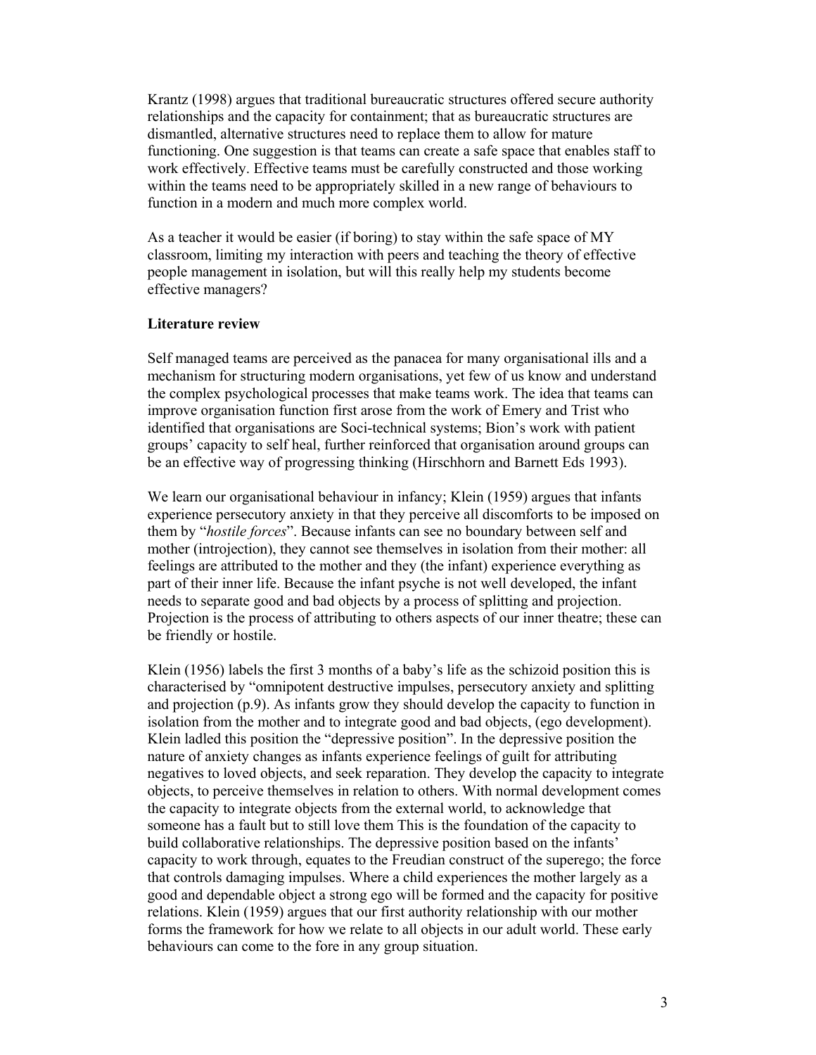Krantz (1998) argues that traditional bureaucratic structures offered secure authority relationships and the capacity for containment; that as bureaucratic structures are dismantled, alternative structures need to replace them to allow for mature functioning. One suggestion is that teams can create a safe space that enables staff to work effectively. Effective teams must be carefully constructed and those working within the teams need to be appropriately skilled in a new range of behaviours to function in a modern and much more complex world.

As a teacher it would be easier (if boring) to stay within the safe space of MY classroom, limiting my interaction with peers and teaching the theory of effective people management in isolation, but will this really help my students become effective managers?

**Literature review**

Self managed teams are perceived as the panacea for many organisational ills and a mechanism for structuring modern organisations, yet few of us know and understand the complex psychological processes that make teams work. The idea that teams can improve organisation function first arose from the work of Emery and Trist who identified that organisations are Soci-technical systems; Bion's work with patient groups' capacity to self heal, further reinforced that organisation around groups can be an effective way of progressing thinking (Hirschhorn and Barnett Eds 1993).

We learn our organisational behaviour in infancy; Klein (1959) argues that infants experience persecutory anxiety in that they perceive all discomforts to be imposed on them by "*hostile forces*". Because infants can see no boundary between self and mother (introjection), they cannot see themselves in isolation from their mother: all feelings are attributed to the mother and they (the infant) experience everything as part of their inner life. Because the infant psyche is not well developed, the infant needs to separate good and bad objects by a process of splitting and projection. Projection is the process of attributing to others aspects of our inner theatre; these can be friendly or hostile.

Klein (1956) labels the first 3 months of a baby's life as the schizoid position this is characterised by "omnipotent destructive impulses, persecutory anxiety and splitting and projection (p.9). As infants grow they should develop the capacity to function in isolation from the mother and to integrate good and bad objects, (ego development). Klein ladled this position the "depressive position". In the depressive position the nature of anxiety changes as infants experience feelings of guilt for attributing negatives to loved objects, and seek reparation. They develop the capacity to integrate objects, to perceive themselves in relation to others. With normal development comes the capacity to integrate objects from the external world, to acknowledge that someone has a fault but to still love them This is the foundation of the capacity to build collaborative relationships. The depressive position based on the infants' capacity to work through, equates to the Freudian construct of the superego; the force that controls damaging impulses. Where a child experiences the mother largely as a good and dependable object a strong ego will be formed and the capacity for positive relations. Klein (1959) argues that our first authority relationship with our mother forms the framework for how we relate to all objects in our adult world. These early behaviours can come to the fore in any group situation.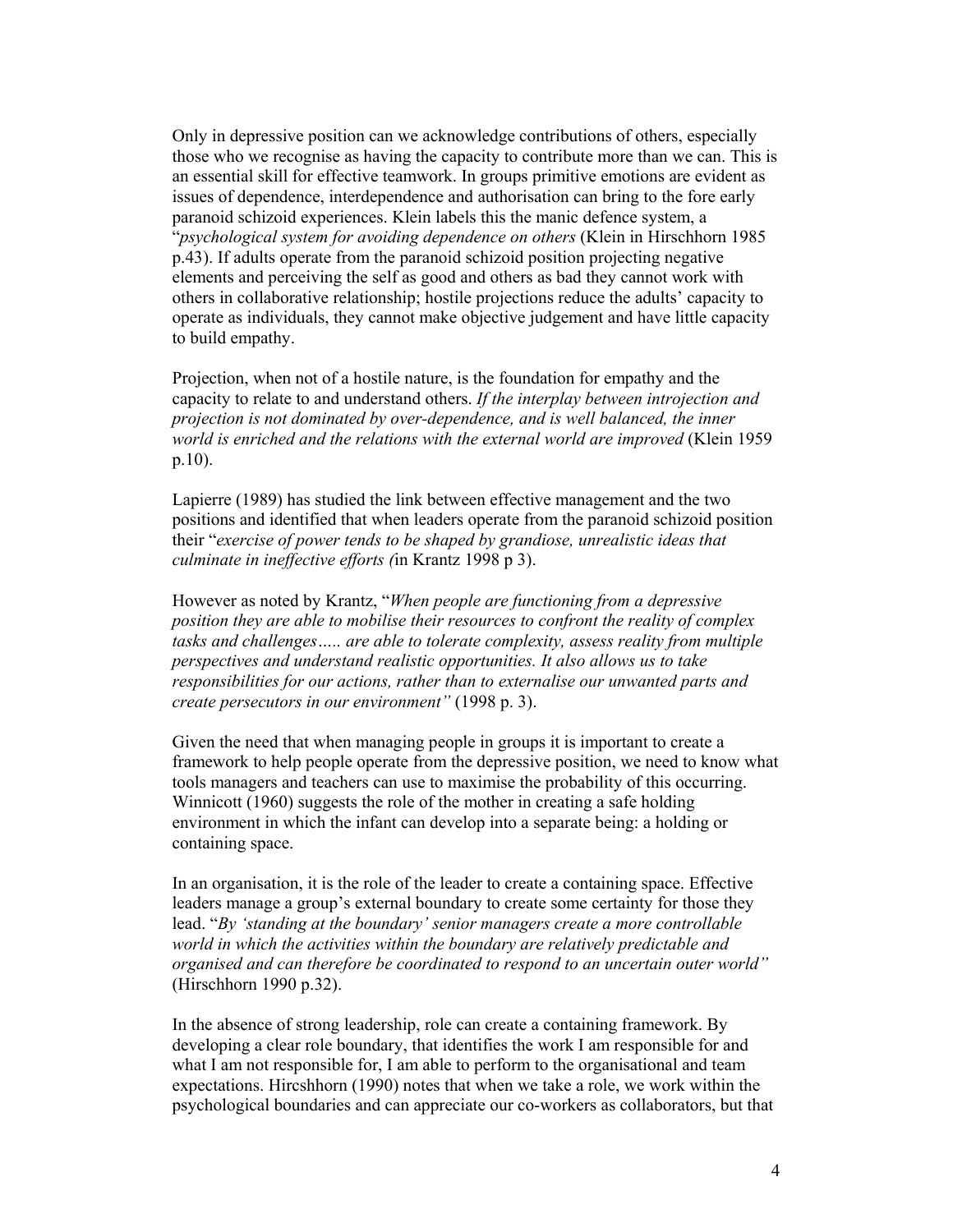Only in depressive position can we acknowledge contributions of others, especially those who we recognise as having the capacity to contribute more than we can. This is an essential skill for effective teamwork. In groups primitive emotions are evident as issues of dependence, interdependence and authorisation can bring to the fore early paranoid schizoid experiences. Klein labels this the manic defence system, a "*psychological system for avoiding dependence on others* (Klein in Hirschhorn 1985 p.43). If adults operate from the paranoid schizoid position projecting negative elements and perceiving the self as good and others as bad they cannot work with others in collaborative relationship; hostile projections reduce the adults' capacity to operate as individuals, they cannot make objective judgement and have little capacity to build empathy.

Projection, when not of a hostile nature, is the foundation for empathy and the capacity to relate to and understand others. *If the interplay between introjection and projection is not dominated by over-dependence, and is well balanced, the inner world is enriched and the relations with the external world are improved* (Klein 1959 p.10).

Lapierre (1989) has studied the link between effective management and the two positions and identified that when leaders operate from the paranoid schizoid position their "*exercise of power tends to be shaped by grandiose, unrealistic ideas that culminate in ineffective efforts (*in Krantz 1998 p 3).

However as noted by Krantz, "*When people are functioning from a depressive position they are able to mobilise their resources to confront the reality of complex tasks and challenges….. are able to tolerate complexity, assess reality from multiple perspectives and understand realistic opportunities. It also allows us to take responsibilities for our actions, rather than to externalise our unwanted parts and create persecutors in our environment"* (1998 p. 3).

Given the need that when managing people in groups it is important to create a framework to help people operate from the depressive position, we need to know what tools managers and teachers can use to maximise the probability of this occurring. Winnicott (1960) suggests the role of the mother in creating a safe holding environment in which the infant can develop into a separate being: a holding or containing space.

In an organisation, it is the role of the leader to create a containing space. Effective leaders manage a group's external boundary to create some certainty for those they lead. "*By 'standing at the boundary' senior managers create a more controllable world in which the activities within the boundary are relatively predictable and organised and can therefore be coordinated to respond to an uncertain outer world"* (Hirschhorn 1990 p.32).

In the absence of strong leadership, role can create a containing framework. By developing a clear role boundary, that identifies the work I am responsible for and what I am not responsible for, I am able to perform to the organisational and team expectations. Hircshhorn (1990) notes that when we take a role, we work within the psychological boundaries and can appreciate our co-workers as collaborators, but that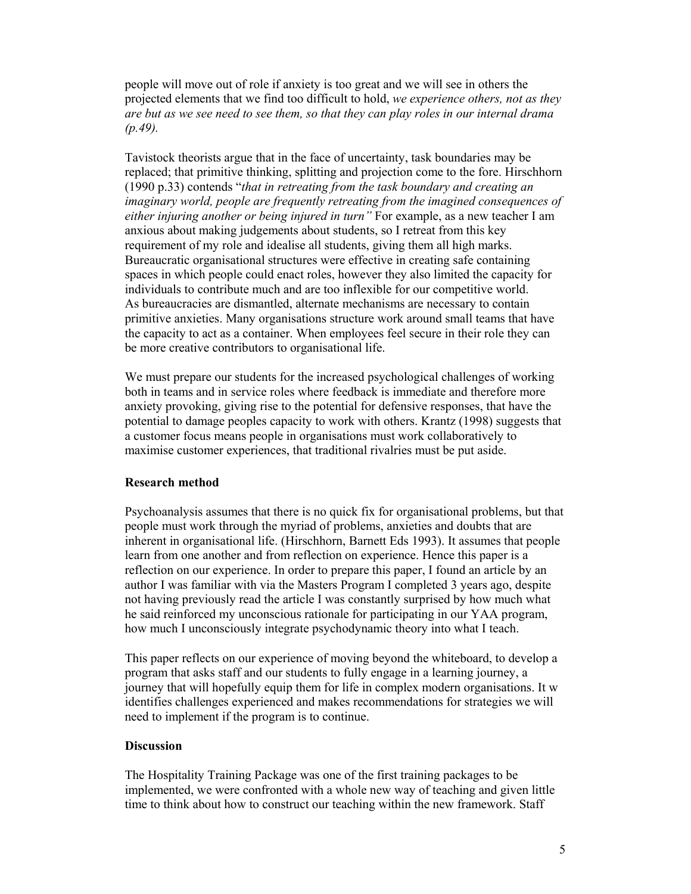people will move out of role if anxiety is too great and we will see in others the projected elements that we find too difficult to hold, *we experience others, not as they are but as we see need to see them, so that they can play roles in our internal drama (p.49).*

Tavistock theorists argue that in the face of uncertainty, task boundaries may be replaced; that primitive thinking, splitting and projection come to the fore. Hirschhorn (1990 p.33) contends "*that in retreating from the task boundary and creating an imaginary world, people are frequently retreating from the imagined consequences of either injuring another or being injured in turn"* For example, as a new teacher I am anxious about making judgements about students, so I retreat from this key requirement of my role and idealise all students, giving them all high marks. Bureaucratic organisational structures were effective in creating safe containing spaces in which people could enact roles, however they also limited the capacity for individuals to contribute much and are too inflexible for our competitive world. As bureaucracies are dismantled, alternate mechanisms are necessary to contain primitive anxieties. Many organisations structure work around small teams that have the capacity to act as a container. When employees feel secure in their role they can be more creative contributors to organisational life.

We must prepare our students for the increased psychological challenges of working both in teams and in service roles where feedback is immediate and therefore more anxiety provoking, giving rise to the potential for defensive responses, that have the potential to damage peoples capacity to work with others. Krantz (1998) suggests that a customer focus means people in organisations must work collaboratively to maximise customer experiences, that traditional rivalries must be put aside.

**Research method**

Psychoanalysis assumes that there is no quick fix for organisational problems, but that people must work through the myriad of problems, anxieties and doubts that are inherent in organisational life. (Hirschhorn, Barnett Eds 1993). It assumes that people learn from one another and from reflection on experience. Hence this paper is a reflection on our experience. In order to prepare this paper, I found an article by an author I was familiar with via the Masters Program I completed 3 years ago, despite not having previously read the article I was constantly surprised by how much what he said reinforced my unconscious rationale for participating in our YAA program, how much I unconsciously integrate psychodynamic theory into what I teach.

This paper reflects on our experience of moving beyond the whiteboard, to develop a program that asks staff and our students to fully engage in a learning journey, a journey that will hopefully equip them for life in complex modern organisations. It w identifies challenges experienced and makes recommendations for strategies we will need to implement if the program is to continue.

**Discussion**

The Hospitality Training Package was one of the first training packages to be implemented, we were confronted with a whole new way of teaching and given little time to think about how to construct our teaching within the new framework. Staff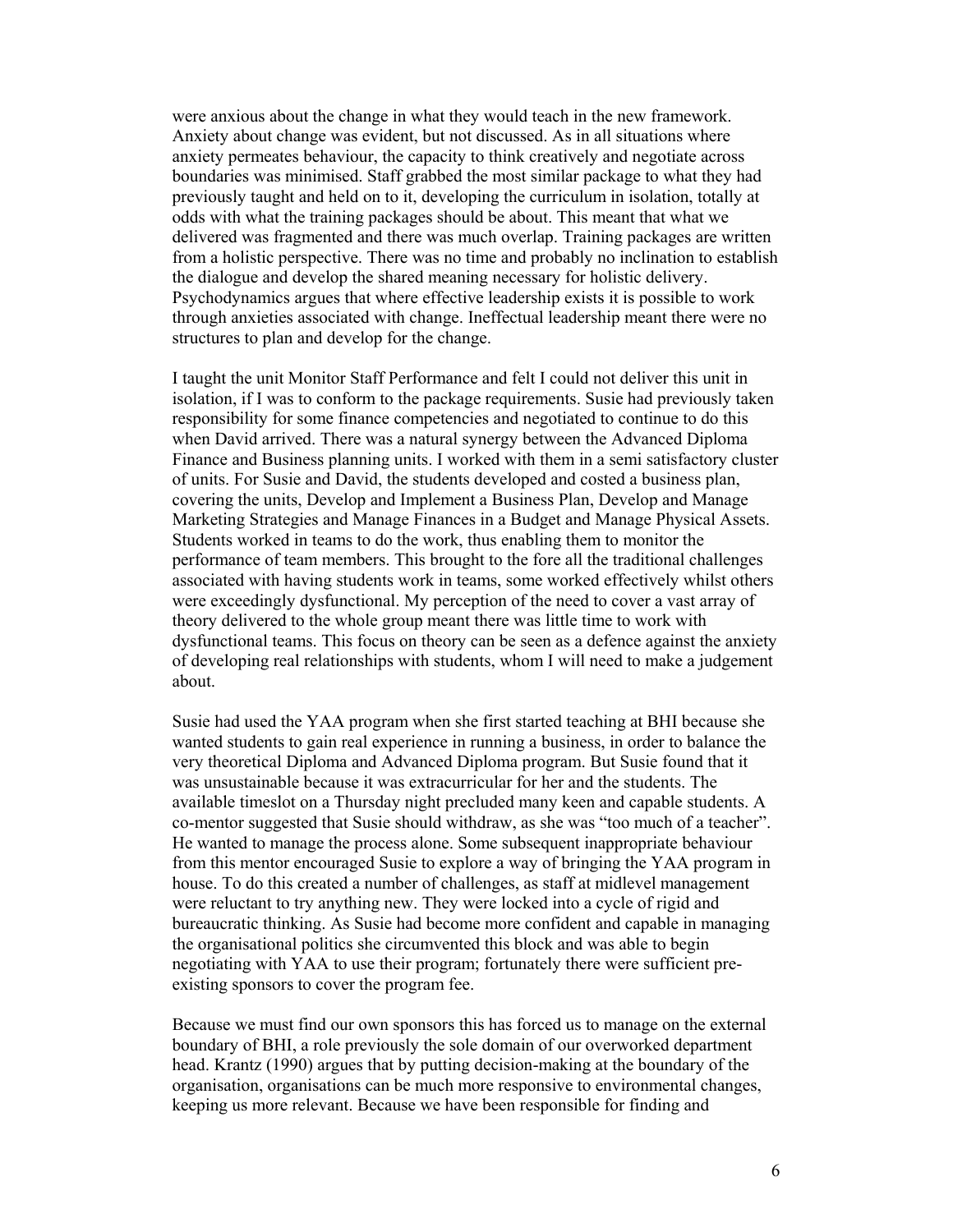were anxious about the change in what they would teach in the new framework. Anxiety about change was evident, but not discussed. As in all situations where anxiety permeates behaviour, the capacity to think creatively and negotiate across boundaries was minimised. Staff grabbed the most similar package to what they had previously taught and held on to it, developing the curriculum in isolation, totally at odds with what the training packages should be about. This meant that what we delivered was fragmented and there was much overlap. Training packages are written from a holistic perspective. There was no time and probably no inclination to establish the dialogue and develop the shared meaning necessary for holistic delivery. Psychodynamics argues that where effective leadership exists it is possible to work through anxieties associated with change. Ineffectual leadership meant there were no structures to plan and develop for the change.

I taught the unit Monitor Staff Performance and felt I could not deliver this unit in isolation, if I was to conform to the package requirements. Susie had previously taken responsibility for some finance competencies and negotiated to continue to do this when David arrived. There was a natural synergy between the Advanced Diploma Finance and Business planning units. I worked with them in a semi satisfactory cluster of units. For Susie and David, the students developed and costed a business plan, covering the units, Develop and Implement a Business Plan, Develop and Manage Marketing Strategies and Manage Finances in a Budget and Manage Physical Assets. Students worked in teams to do the work, thus enabling them to monitor the performance of team members. This brought to the fore all the traditional challenges associated with having students work in teams, some worked effectively whilst others were exceedingly dysfunctional. My perception of the need to cover a vast array of theory delivered to the whole group meant there was little time to work with dysfunctional teams. This focus on theory can be seen as a defence against the anxiety of developing real relationships with students, whom I will need to make a judgement about.

Susie had used the YAA program when she first started teaching at BHI because she wanted students to gain real experience in running a business, in order to balance the very theoretical Diploma and Advanced Diploma program. But Susie found that it was unsustainable because it was extracurricular for her and the students. The available timeslot on a Thursday night precluded many keen and capable students. A co-mentor suggested that Susie should withdraw, as she was "too much of a teacher". He wanted to manage the process alone. Some subsequent inappropriate behaviour from this mentor encouraged Susie to explore a way of bringing the YAA program in house. To do this created a number of challenges, as staff at midlevel management were reluctant to try anything new. They were locked into a cycle of rigid and bureaucratic thinking. As Susie had become more confident and capable in managing the organisational politics she circumvented this block and was able to begin negotiating with YAA to use their program; fortunately there were sufficient pre-existing sponsors to cover the program fee.

Because we must find our own sponsors this has forced us to manage on the external boundary of BHI, a role previously the sole domain of our overworked department head. Krantz (1990) argues that by putting decision-making at the boundary of the organisation, organisations can be much more responsive to environmental changes, keeping us more relevant. Because we have been responsible for finding and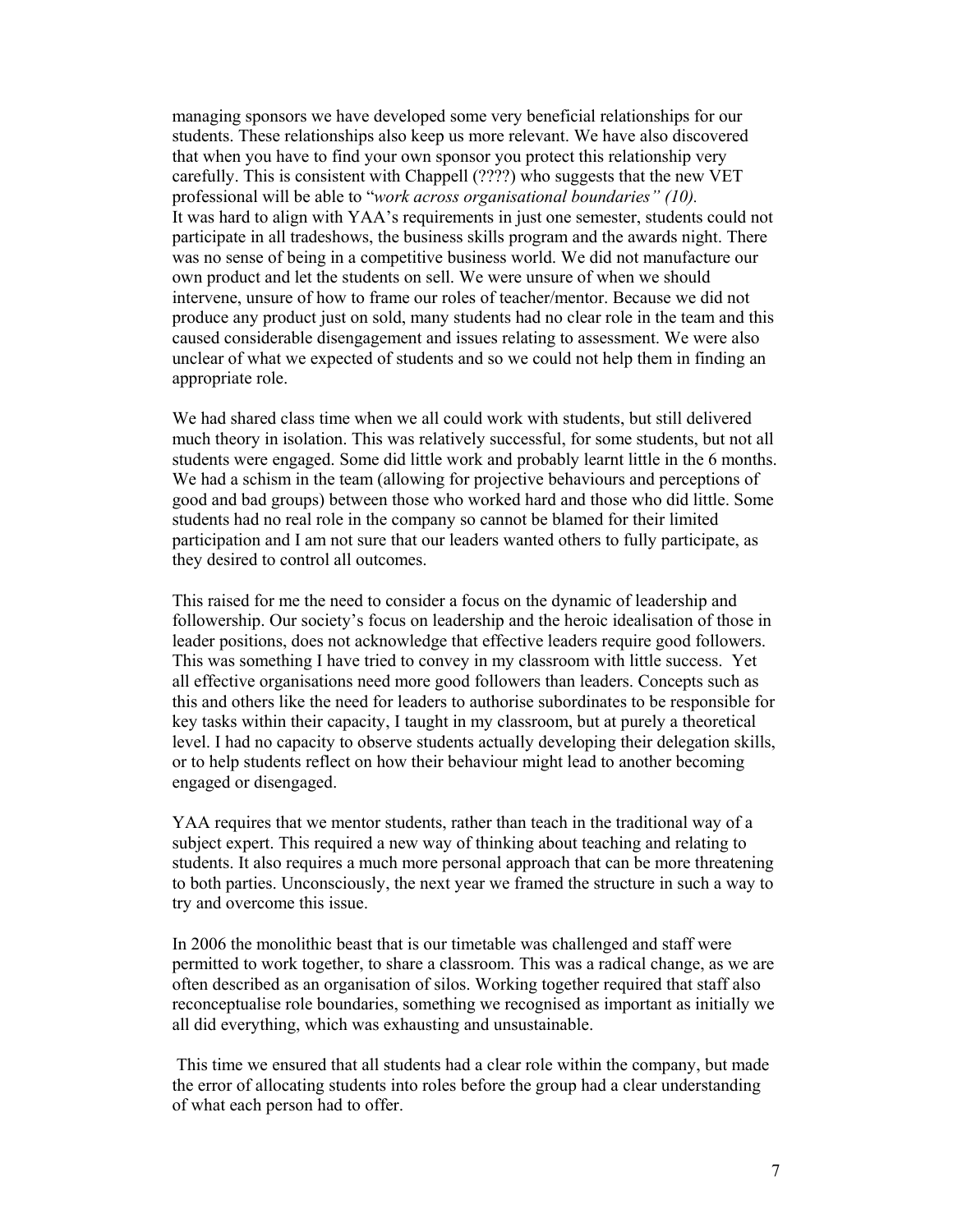managing sponsors we have developed some very beneficial relationships for our students. These relationships also keep us more relevant. We have also discovered that when you have to find your own sponsor you protect this relationship very carefully. This is consistent with Chappell (????) who suggests that the new VET professional will be able to "*work across organisational boundaries" (10).*
It was hard to align with YAA's requirements in just one semester, students could not participate in all tradeshows, the business skills program and the awards night. There was no sense of being in a competitive business world. We did not manufacture our own product and let the students on sell. We were unsure of when we should intervene, unsure of how to frame our roles of teacher/mentor. Because we did not produce any product just on sold, many students had no clear role in the team and this caused considerable disengagement and issues relating to assessment. We were also unclear of what we expected of students and so we could not help them in finding an appropriate role.

We had shared class time when we all could work with students, but still delivered much theory in isolation. This was relatively successful, for some students, but not all students were engaged. Some did little work and probably learnt little in the 6 months. We had a schism in the team (allowing for projective behaviours and perceptions of good and bad groups) between those who worked hard and those who did little. Some students had no real role in the company so cannot be blamed for their limited participation and I am not sure that our leaders wanted others to fully participate, as they desired to control all outcomes.

This raised for me the need to consider a focus on the dynamic of leadership and followership. Our society's focus on leadership and the heroic idealisation of those in leader positions, does not acknowledge that effective leaders require good followers. This was something I have tried to convey in my classroom with little success. Yet all effective organisations need more good followers than leaders. Concepts such as this and others like the need for leaders to authorise subordinates to be responsible for key tasks within their capacity, I taught in my classroom, but at purely a theoretical level. I had no capacity to observe students actually developing their delegation skills, or to help students reflect on how their behaviour might lead to another becoming engaged or disengaged.

YAA requires that we mentor students, rather than teach in the traditional way of a subject expert. This required a new way of thinking about teaching and relating to students. It also requires a much more personal approach that can be more threatening to both parties. Unconsciously, the next year we framed the structure in such a way to try and overcome this issue.

In 2006 the monolithic beast that is our timetable was challenged and staff were permitted to work together, to share a classroom. This was a radical change, as we are often described as an organisation of silos. Working together required that staff also reconceptualise role boundaries, something we recognised as important as initially we all did everything, which was exhausting and unsustainable.

This time we ensured that all students had a clear role within the company, but made the error of allocating students into roles before the group had a clear understanding of what each person had to offer.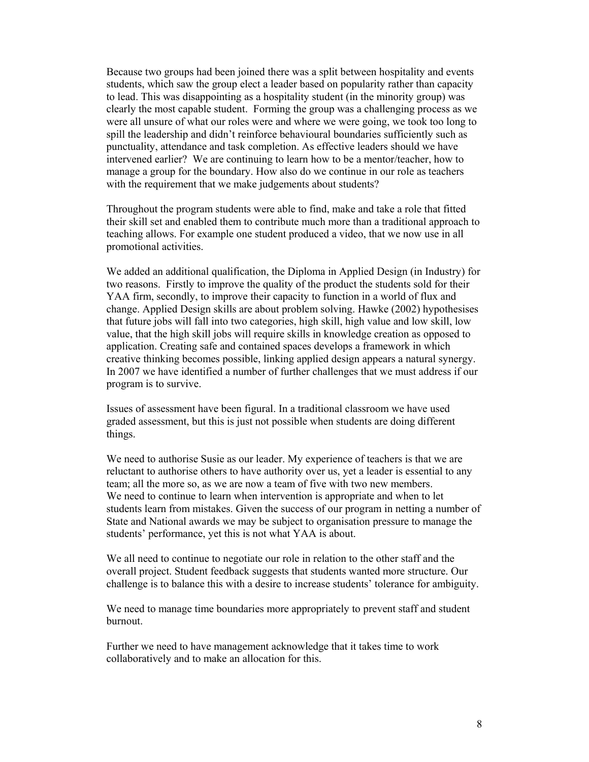Because two groups had been joined there was a split between hospitality and events students, which saw the group elect a leader based on popularity rather than capacity to lead. This was disappointing as a hospitality student (in the minority group) was clearly the most capable student. Forming the group was a challenging process as we were all unsure of what our roles were and where we were going, we took too long to spill the leadership and didn't reinforce behavioural boundaries sufficiently such as punctuality, attendance and task completion. As effective leaders should we have intervened earlier? We are continuing to learn how to be a mentor/teacher, how to manage a group for the boundary. How also do we continue in our role as teachers with the requirement that we make judgements about students?

Throughout the program students were able to find, make and take a role that fitted their skill set and enabled them to contribute much more than a traditional approach to teaching allows. For example one student produced a video, that we now use in all promotional activities.

We added an additional qualification, the Diploma in Applied Design (in Industry) for two reasons. Firstly to improve the quality of the product the students sold for their YAA firm, secondly, to improve their capacity to function in a world of flux and change. Applied Design skills are about problem solving. Hawke (2002) hypothesises that future jobs will fall into two categories, high skill, high value and low skill, low value, that the high skill jobs will require skills in knowledge creation as opposed to application. Creating safe and contained spaces develops a framework in which creative thinking becomes possible, linking applied design appears a natural synergy. In 2007 we have identified a number of further challenges that we must address if our program is to survive.

Issues of assessment have been figural. In a traditional classroom we have used graded assessment, but this is just not possible when students are doing different things.

We need to authorise Susie as our leader. My experience of teachers is that we are reluctant to authorise others to have authority over us, yet a leader is essential to any team; all the more so, as we are now a team of five with two new members.
We need to continue to learn when intervention is appropriate and when to let students learn from mistakes. Given the success of our program in netting a number of State and National awards we may be subject to organisation pressure to manage the students' performance, yet this is not what YAA is about.

We all need to continue to negotiate our role in relation to the other staff and the overall project. Student feedback suggests that students wanted more structure. Our challenge is to balance this with a desire to increase students' tolerance for ambiguity.

We need to manage time boundaries more appropriately to prevent staff and student burnout.

Further we need to have management acknowledge that it takes time to work collaboratively and to make an allocation for this.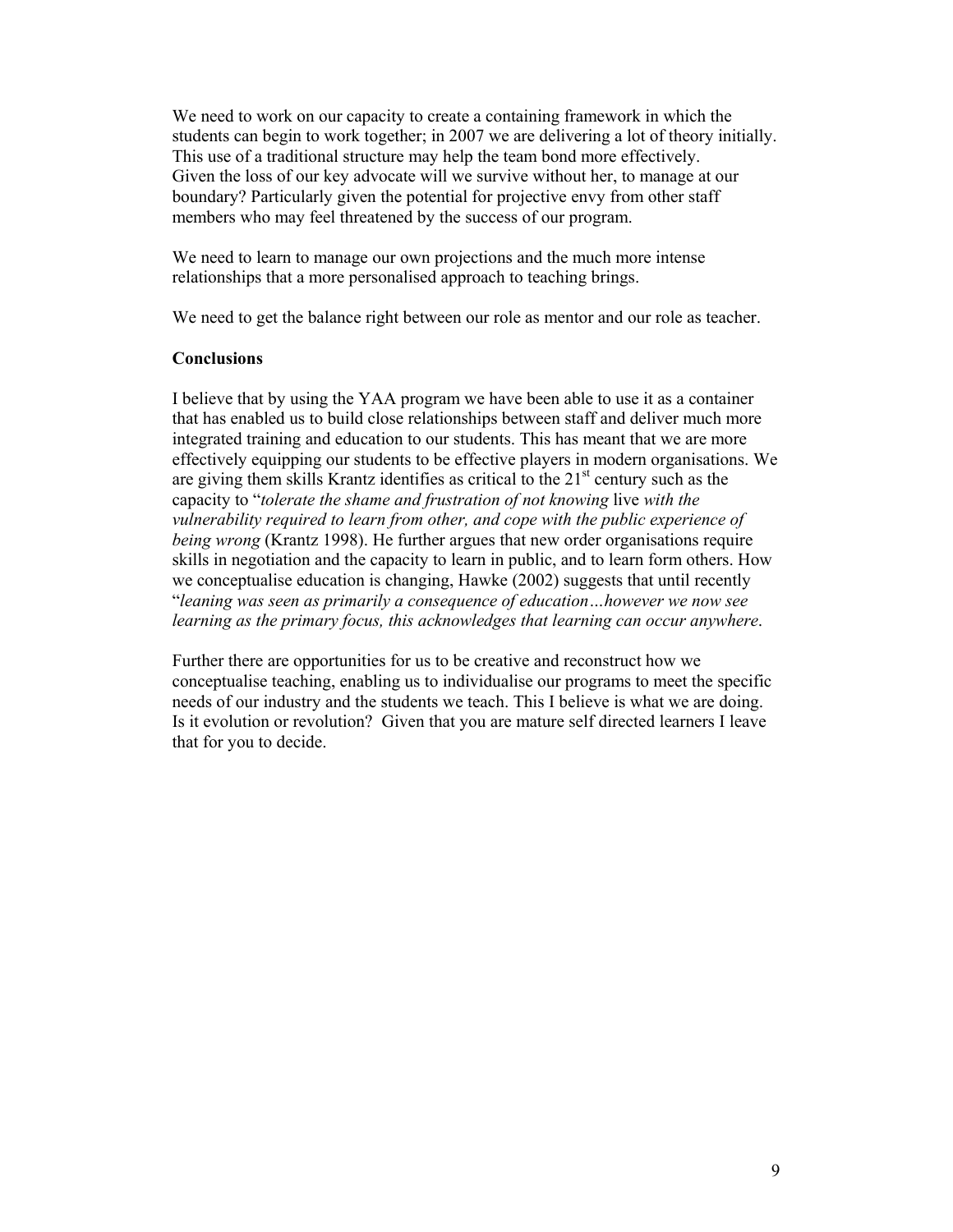We need to work on our capacity to create a containing framework in which the students can begin to work together; in 2007 we are delivering a lot of theory initially. This use of a traditional structure may help the team bond more effectively. Given the loss of our key advocate will we survive without her, to manage at our boundary? Particularly given the potential for projective envy from other staff members who may feel threatened by the success of our program.

We need to learn to manage our own projections and the much more intense relationships that a more personalised approach to teaching brings.

We need to get the balance right between our role as mentor and our role as teacher.

**Conclusions**

I believe that by using the YAA program we have been able to use it as a container that has enabled us to build close relationships between staff and deliver much more integrated training and education to our students. This has meant that we are more effectively equipping our students to be effective players in modern organisations. We are giving them skills Krantz identifies as critical to the 21st century such as the capacity to "*tolerate the shame and frustration of not knowing* live *with the vulnerability required to learn from other, and cope with the public experience of being wrong* (Krantz 1998). He further argues that new order organisations require skills in negotiation and the capacity to learn in public, and to learn form others. How we conceptualise education is changing, Hawke (2002) suggests that until recently "*leaning was seen as primarily a consequence of education…however we now see learning as the primary focus, this acknowledges that learning can occur anywhere*.

Further there are opportunities for us to be creative and reconstruct how we conceptualise teaching, enabling us to individualise our programs to meet the specific needs of our industry and the students we teach. This I believe is what we are doing. Is it evolution or revolution? Given that you are mature self directed learners I leave that for you to decide.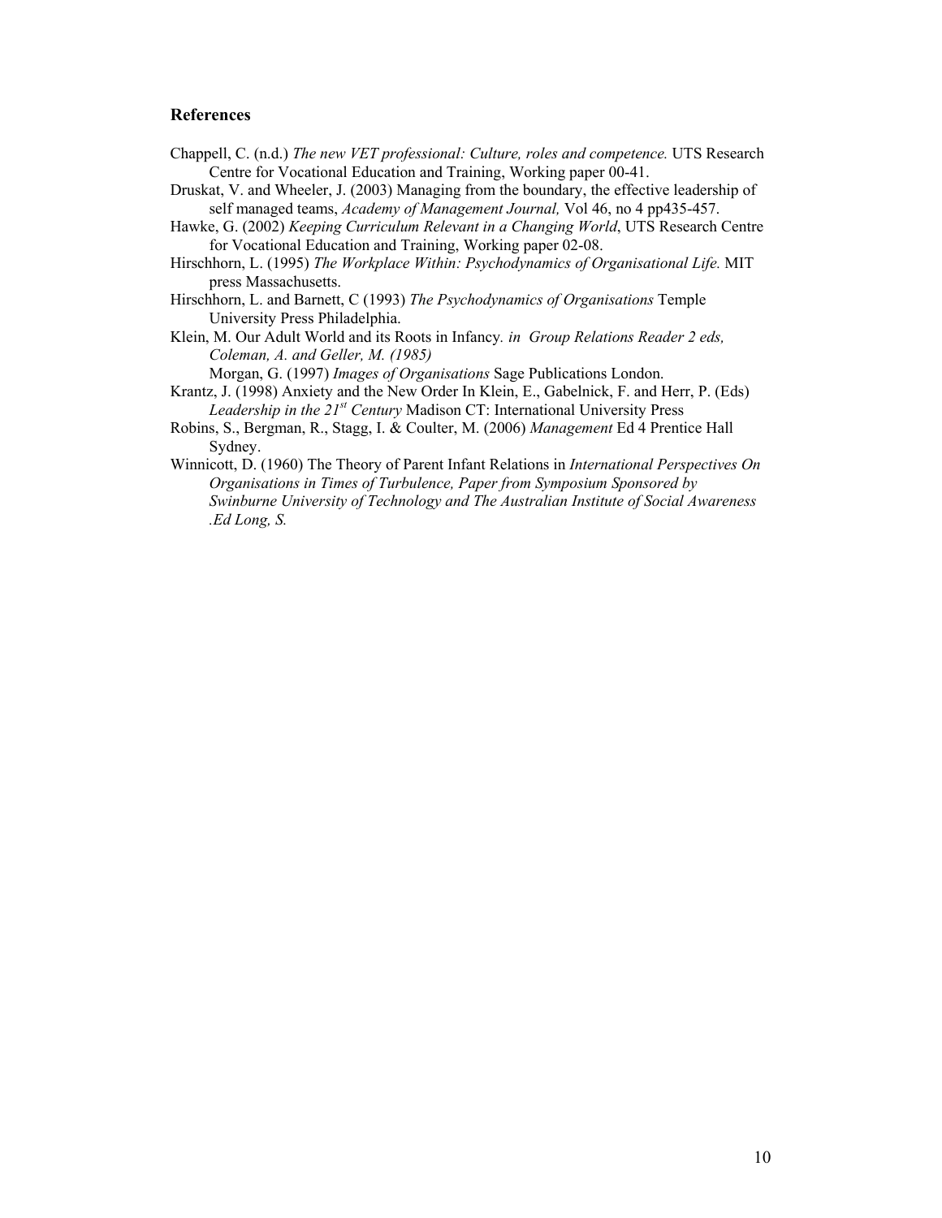## References

Chappell, C. (n.d.) *The new VET professional: Culture, roles and competence.* UTS Research Centre for Vocational Education and Training, Working paper 00-41.

Druskat, V. and Wheeler, J. (2003) Managing from the boundary, the effective leadership of self managed teams, *Academy of Management Journal,* Vol 46, no 4 pp435-457.

Hawke, G. (2002) *Keeping Curriculum Relevant in a Changing World*, UTS Research Centre for Vocational Education and Training, Working paper 02-08.

Hirschhorn, L. (1995) *The Workplace Within: Psychodynamics of Organisational Life.* MIT press Massachusetts.

Hirschhorn, L. and Barnett, C (1993) *The Psychodynamics of Organisations* Temple University Press Philadelphia.

Klein, M. Our Adult World and its Roots in Infancy*. in Group Relations Reader 2 eds, Coleman, A. and Geller, M. (1985)*

Morgan, G. (1997) *Images of Organisations* Sage Publications London.

Krantz, J. (1998) Anxiety and the New Order In Klein, E., Gabelnick, F. and Herr, P. (Eds) *Leadership in the 21st Century* Madison CT: International University Press

Robins, S., Bergman, R., Stagg, I. & Coulter, M. (2006) *Management* Ed 4 Prentice Hall Sydney.

Winnicott, D. (1960) The Theory of Parent Infant Relations in *International Perspectives On Organisations in Times of Turbulence, Paper from Symposium Sponsored by Swinburne University of Technology and The Australian Institute of Social Awareness .Ed Long, S.*